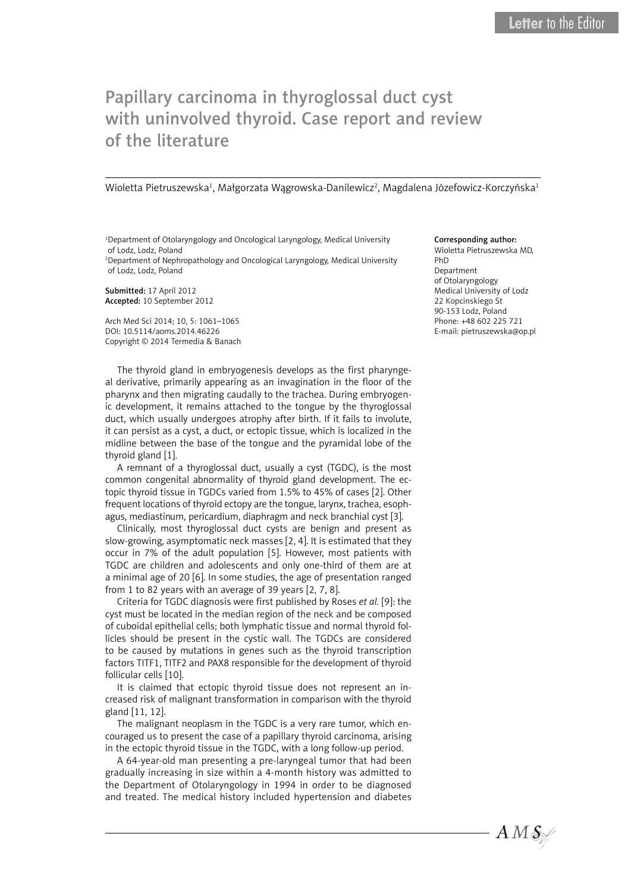Letter to the Editor

# Papillary carcinoma in thyroglossal duct cyst with uninvolved thyroid. Case report and review of the literature

Wioletta Pietruszewska[1], Małgorzata Wągrowska-Danilewicz[2], Magdalena Józefowicz-Korczyńska[1]

[1]Department of Otolaryngology and Oncological Laryngology, Medical University of Lodz, Lodz, Poland
[2]Department of Nephropathology and Oncological Laryngology, Medical University of Lodz, Lodz, Poland

**Submitted:** 17 April 2012
**Accepted:** 10 September 2012

Arch Med Sci 2014; 10, 5: 1061–1065
DOI: 10.5114/aoms.2014.46226
Copyright © 2014 Termedia & Banach

**Corresponding author:**
Wioletta Pietruszewska MD, PhD
Department of Otolaryngology
Medical University of Lodz
22 Kopcinskiego St
90-153 Lodz, Poland
Phone: +48 602 225 721
E-mail: pietruszewska@op.pl

The thyroid gland in embryogenesis develops as the first pharyngeal derivative, primarily appearing as an invagination in the floor of the pharynx and then migrating caudally to the trachea. During embryogenic development, it remains attached to the tongue by the thyroglossal duct, which usually undergoes atrophy after birth. If it fails to involute, it can persist as a cyst, a duct, or ectopic tissue, which is localized in the midline between the base of the tongue and the pyramidal lobe of the thyroid gland [1].

A remnant of a thyroglossal duct, usually a cyst (TGDC), is the most common congenital abnormality of thyroid gland development. The ectopic thyroid tissue in TGDCs varied from 1.5% to 45% of cases [2]. Other frequent locations of thyroid ectopy are the tongue, larynx, trachea, esophagus, mediastinum, pericardium, diaphragm and neck branchial cyst [3].

Clinically, most thyroglossal duct cysts are benign and present as slow-growing, asymptomatic neck masses [2, 4]. It is estimated that they occur in 7% of the adult population [5]. However, most patients with TGDC are children and adolescents and only one-third of them are at a minimal age of 20 [6]. In some studies, the age of presentation ranged from 1 to 82 years with an average of 39 years [2, 7, 8].

Criteria for TGDC diagnosis were first published by Roses *et al.* [9]: the cyst must be located in the median region of the neck and be composed of cuboidal epithelial cells; both lymphatic tissue and normal thyroid follicles should be present in the cystic wall. The TGDCs are considered to be caused by mutations in genes such as the thyroid transcription factors TITF1, TITF2 and PAX8 responsible for the development of thyroid follicular cells [10].

It is claimed that ectopic thyroid tissue does not represent an increased risk of malignant transformation in comparison with the thyroid gland [11, 12].

The malignant neoplasm in the TGDC is a very rare tumor, which encouraged us to present the case of a papillary thyroid carcinoma, arising in the ectopic thyroid tissue in the TGDC, with a long follow-up period.

A 64-year-old man presenting a pre-laryngeal tumor that had been gradually increasing in size within a 4-month history was admitted to the Department of Otolaryngology in 1994 in order to be diagnosed and treated. The medical history included hypertension and diabetes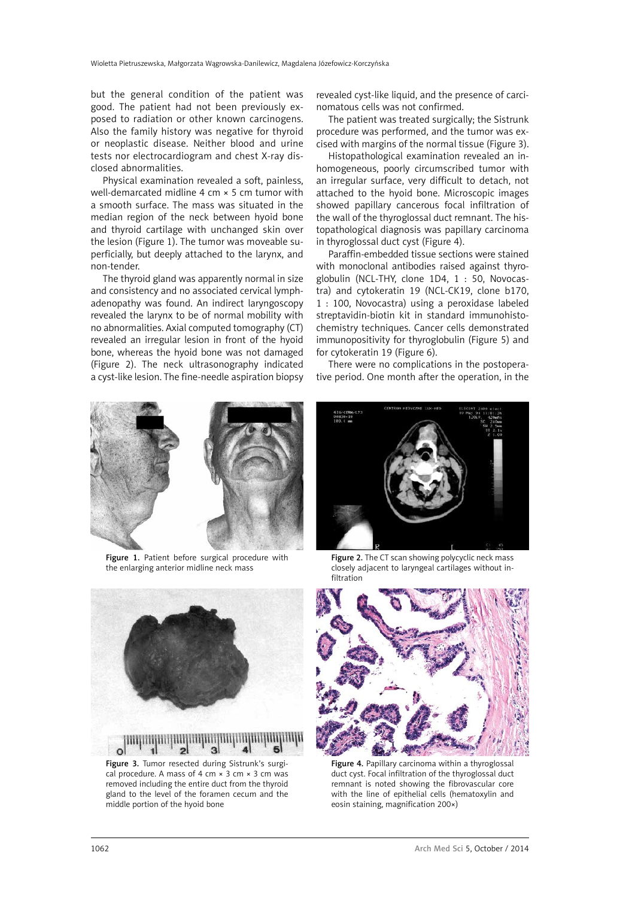but the general condition of the patient was good. The patient had not been previously exposed to radiation or other known carcinogens. Also the family history was negative for thyroid or neoplastic disease. Neither blood and urine tests nor electrocardiogram and chest X-ray disclosed abnormalities.

Physical examination revealed a soft, painless, well-demarcated midline 4 cm × 5 cm tumor with a smooth surface. The mass was situated in the median region of the neck between hyoid bone and thyroid cartilage with unchanged skin over the lesion (Figure 1). The tumor was moveable superficially, but deeply attached to the larynx, and non-tender.

The thyroid gland was apparently normal in size and consistency and no associated cervical lymphadenopathy was found. An indirect laryngoscopy revealed the larynx to be of normal mobility with no abnormalities. Axial computed tomography (CT) revealed an irregular lesion in front of the hyoid bone, whereas the hyoid bone was not damaged (Figure 2). The neck ultrasonography indicated a cyst-like lesion. The fine-needle aspiration biopsy revealed cyst-like liquid, and the presence of carcinomatous cells was not confirmed.

The patient was treated surgically; the Sistrunk procedure was performed, and the tumor was excised with margins of the normal tissue (Figure 3).

Histopathological examination revealed an inhomogeneous, poorly circumscribed tumor with an irregular surface, very difficult to detach, not attached to the hyoid bone. Microscopic images showed papillary cancerous focal infiltration of the wall of the thyroglossal duct remnant. The histopathological diagnosis was papillary carcinoma in thyroglossal duct cyst (Figure 4).

Paraffin-embedded tissue sections were stained with monoclonal antibodies raised against thyroglobulin (NCL-THY, clone 1D4, 1 : 50, Novocastra) and cytokeratin 19 (NCL-CK19, clone b170, 1 : 100, Novocastra) using a peroxidase labeled streptavidin-biotin kit in standard immunohistochemistry techniques. Cancer cells demonstrated immunopositivity for thyroglobulin (Figure 5) and for cytokeratin 19 (Figure 6).

There were no complications in the postoperative period. One month after the operation, in the

Figure 1. Patient before surgical procedure with the enlarging anterior midline neck mass

Figure 2. The CT scan showing polycyclic neck mass closely adjacent to laryngeal cartilages without infiltration

Figure 3. Tumor resected during Sistrunk's surgical procedure. A mass of 4 cm × 3 cm × 3 cm was removed including the entire duct from the thyroid gland to the level of the foramen cecum and the middle portion of the hyoid bone

Figure 4. Papillary carcinoma within a thyroglossal duct cyst. Focal infiltration of the thyroglossal duct remnant is noted showing the fibrovascular core with the line of epithelial cells (hematoxylin and eosin staining, magnification 200×)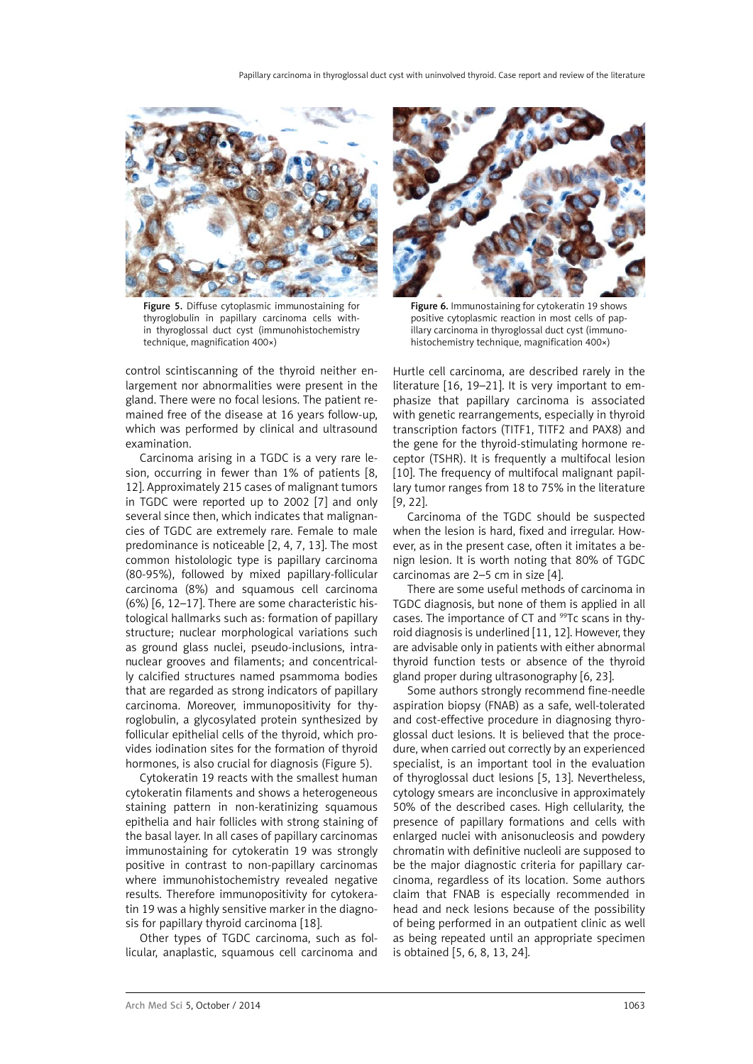Figure 5. Diffuse cytoplasmic immunostaining for thyroglobulin in papillary carcinoma cells within thyroglossal duct cyst (immunohistochemistry technique, magnification 400×)

Figure 6. Immunostaining for cytokeratin 19 shows positive cytoplasmic reaction in most cells of papillary carcinoma in thyroglossal duct cyst (immunohistochemistry technique, magnification 400×)

control scintiscanning of the thyroid neither enlargement nor abnormalities were present in the gland. There were no focal lesions. The patient remained free of the disease at 16 years follow-up, which was performed by clinical and ultrasound examination.

Carcinoma arising in a TGDC is a very rare lesion, occurring in fewer than 1% of patients [8, 12]. Approximately 215 cases of malignant tumors in TGDC were reported up to 2002 [7] and only several since then, which indicates that malignancies of TGDC are extremely rare. Female to male predominance is noticeable [2, 4, 7, 13]. The most common histolologic type is papillary carcinoma (80-95%), followed by mixed papillary-follicular carcinoma (8%) and squamous cell carcinoma (6%) [6, 12–17]. There are some characteristic histological hallmarks such as: formation of papillary structure; nuclear morphological variations such as ground glass nuclei, pseudo-inclusions, intranuclear grooves and filaments; and concentrically calcified structures named psammoma bodies that are regarded as strong indicators of papillary carcinoma. Moreover, immunopositivity for thyroglobulin, a glycosylated protein synthesized by follicular epithelial cells of the thyroid, which provides iodination sites for the formation of thyroid hormones, is also crucial for diagnosis (Figure 5).

Cytokeratin 19 reacts with the smallest human cytokeratin filaments and shows a heterogeneous staining pattern in non-keratinizing squamous epithelia and hair follicles with strong staining of the basal layer. In all cases of papillary carcinomas immunostaining for cytokeratin 19 was strongly positive in contrast to non-papillary carcinomas where immunohistochemistry revealed negative results. Therefore immunopositivity for cytokeratin 19 was a highly sensitive marker in the diagnosis for papillary thyroid carcinoma [18].

Other types of TGDC carcinoma, such as follicular, anaplastic, squamous cell carcinoma and Hurtle cell carcinoma, are described rarely in the literature [16, 19–21]. It is very important to emphasize that papillary carcinoma is associated with genetic rearrangements, especially in thyroid transcription factors (TITF1, TITF2 and PAX8) and the gene for the thyroid-stimulating hormone receptor (TSHR). It is frequently a multifocal lesion [10]. The frequency of multifocal malignant papillary tumor ranges from 18 to 75% in the literature [9, 22].

Carcinoma of the TGDC should be suspected when the lesion is hard, fixed and irregular. However, as in the present case, often it imitates a benign lesion. It is worth noting that 80% of TGDC carcinomas are 2–5 cm in size [4].

There are some useful methods of carcinoma in TGDC diagnosis, but none of them is applied in all cases. The importance of CT and $^{99}$Tc scans in thyroid diagnosis is underlined [11, 12]. However, they are advisable only in patients with either abnormal thyroid function tests or absence of the thyroid gland proper during ultrasonography [6, 23].

Some authors strongly recommend fine-needle aspiration biopsy (FNAB) as a safe, well-tolerated and cost-effective procedure in diagnosing thyroglossal duct lesions. It is believed that the procedure, when carried out correctly by an experienced specialist, is an important tool in the evaluation of thyroglossal duct lesions [5, 13]. Nevertheless, cytology smears are inconclusive in approximately 50% of the described cases. High cellularity, the presence of papillary formations and cells with enlarged nuclei with anisonucleosis and powdery chromatin with definitive nucleoli are supposed to be the major diagnostic criteria for papillary carcinoma, regardless of its location. Some authors claim that FNAB is especially recommended in head and neck lesions because of the possibility of being performed in an outpatient clinic as well as being repeated until an appropriate specimen is obtained [5, 6, 8, 13, 24].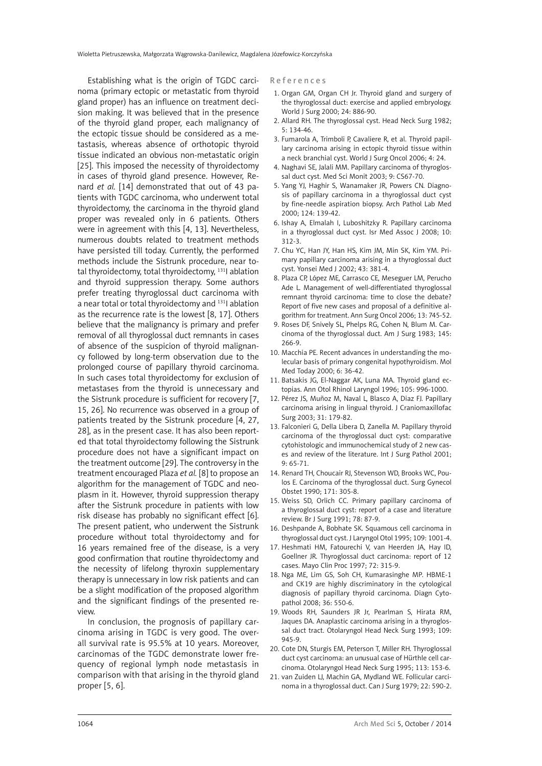Establishing what is the origin of TGDC carcinoma (primary ectopic or metastatic from thyroid gland proper) has an influence on treatment decision making. It was believed that in the presence of the thyroid gland proper, each malignancy of the ectopic tissue should be considered as a metastasis, whereas absence of orthotopic thyroid tissue indicated an obvious non-metastatic origin [25]. This imposed the necessity of thyroidectomy in cases of thyroid gland presence. However, Renard *et al.* [14] demonstrated that out of 43 patients with TGDC carcinoma, who underwent total thyroidectomy, the carcinoma in the thyroid gland proper was revealed only in 6 patients. Others were in agreement with this [4, 13]. Nevertheless, numerous doubts related to treatment methods have persisted till today. Currently, the performed methods include the Sistrunk procedure, near total thyroidectomy, total thyroidectomy, $^{131}$I ablation and thyroid suppression therapy. Some authors prefer treating thyroglossal duct carcinoma with a near total or total thyroidectomy and $^{131}$I ablation as the recurrence rate is the lowest [8, 17]. Others believe that the malignancy is primary and prefer removal of all thyroglossal duct remnants in cases of absence of the suspicion of thyroid malignancy followed by long-term observation due to the prolonged course of papillary thyroid carcinoma. In such cases total thyroidectomy for exclusion of metastases from the thyroid is unnecessary and the Sistrunk procedure is sufficient for recovery [7, 15, 26]. No recurrence was observed in a group of patients treated by the Sistrunk procedure [4, 27, 28], as in the present case. It has also been reported that total thyroidectomy following the Sistrunk procedure does not have a significant impact on the treatment outcome [29]. The controversy in the treatment encouraged Plaza *et al.* [8] to propose an algorithm for the management of TGDC and neoplasm in it. However, thyroid suppression therapy after the Sistrunk procedure in patients with low risk disease has probably no significant effect [6]. The present patient, who underwent the Sistrunk procedure without total thyroidectomy and for 16 years remained free of the disease, is a very good confirmation that routine thyroidectomy and the necessity of lifelong thyroxin supplementary therapy is unnecessary in low risk patients and can be a slight modification of the proposed algorithm and the significant findings of the presented review.

In conclusion, the prognosis of papillary carcinoma arising in TGDC is very good. The overall survival rate is 95.5% at 10 years. Moreover, carcinomas of the TGDC demonstrate lower frequency of regional lymph node metastasis in comparison with that arising in the thyroid gland proper [5, 6].

## References

1. Organ GM, Organ CH Jr. Thyroid gland and surgery of the thyroglossal duct: exercise and applied embryology. World J Surg 2000; 24: 886-90.
2. Allard RH. The thyroglossal cyst. Head Neck Surg 1982; 5: 134-46.
3. Fumarola A, Trimboli P, Cavaliere R, et al. Thyroid papillary carcinoma arising in ectopic thyroid tissue within a neck branchial cyst. World J Surg Oncol 2006; 4: 24.
4. Naghavi SE, Jalali MM. Papillary carcinoma of thyroglossal duct cyst. Med Sci Monit 2003; 9: CS67-70.
5. Yang YJ, Haghir S, Wanamaker JR, Powers CN. Diagnosis of papillary carcinoma in a thyroglossal duct cyst by fine-needle aspiration biopsy. Arch Pathol Lab Med 2000; 124: 139-42.
6. Ishay A, Elmalah I, Luboshitzky R. Papillary carcinoma in a thyroglossal duct cyst. Isr Med Assoc J 2008; 10: 312-3.
7. Chu YC, Han JY, Han HS, Kim JM, Min SK, Kim YM. Primary papillary carcinoma arising in a thyroglossal duct cyst. Yonsei Med J 2002; 43: 381-4.
8. Plaza CP, López ME, Carrasco CE, Meseguer LM, Perucho Ade L. Management of well-differentiated thyroglossal remnant thyroid carcinoma: time to close the debate? Report of five new cases and proposal of a definitive algorithm for treatment. Ann Surg Oncol 2006; 13: 745-52.
9. Roses DF, Snively SL, Phelps RG, Cohen N, Blum M. Carcinoma of the thyroglossal duct. Am J Surg 1983; 145: 266-9.
10. Macchia PE. Recent advances in understanding the molecular basis of primary congenital hypothyroidism. Mol Med Today 2000; 6: 36-42.
11. Batsakis JG, El-Naggar AK, Luna MA. Thyroid gland ectopias. Ann Otol Rhinol Laryngol 1996; 105: 996-1000.
12. Pérez JS, Muñoz M, Naval L, Blasco A, Diaz FJ. Papillary carcinoma arising in lingual thyroid. J Craniomaxillofac Surg 2003; 31: 179-82.
13. Falconieri G, Della Libera D, Zanella M. Papillary thyroid carcinoma of the thyroglossal duct cyst: comparative cytohistologic and immunochemical study of 2 new cases and review of the literature. Int J Surg Pathol 2001; 9: 65-71.
14. Renard TH, Choucair RJ, Stevenson WD, Brooks WC, Poulos E. Carcinoma of the thyroglossal duct. Surg Gynecol Obstet 1990; 171: 305-8.
15. Weiss SD, Orlich CC. Primary papillary carcinoma of a thyroglossal duct cyst: report of a case and literature review. Br J Surg 1991; 78: 87-9.
16. Deshpande A, Bobhate SK. Squamous cell carcinoma in thyroglossal duct cyst. J Laryngol Otol 1995; 109: 1001-4.
17. Heshmati HM, Fatourechi V, van Heerden JA, Hay ID, Goellner JR. Thyroglossal duct carcinoma: report of 12 cases. Mayo Clin Proc 1997; 72: 315-9.
18. Nga ME, Lim GS, Soh CH, Kumarasinghe MP. HBME-1 and CK19 are highly discriminatory in the cytological diagnosis of papillary thyroid carcinoma. Diagn Cytopathol 2008; 36: 550-6.
19. Woods RH, Saunders JR Jr, Pearlman S, Hirata RM, Jaques DA. Anaplastic carcinoma arising in a thyroglossal duct tract. Otolaryngol Head Neck Surg 1993; 109: 945-9.
20. Cote DN, Sturgis EM, Peterson T, Miller RH. Thyroglossal duct cyst carcinoma: an unusual case of Hürthle cell carcinoma. Otolaryngol Head Neck Surg 1995; 113: 153-6.
21. van Zuiden LJ, Machin GA, Mydland WE. Follicular carcinoma in a thyroglossal duct. Can J Surg 1979; 22: 590-2.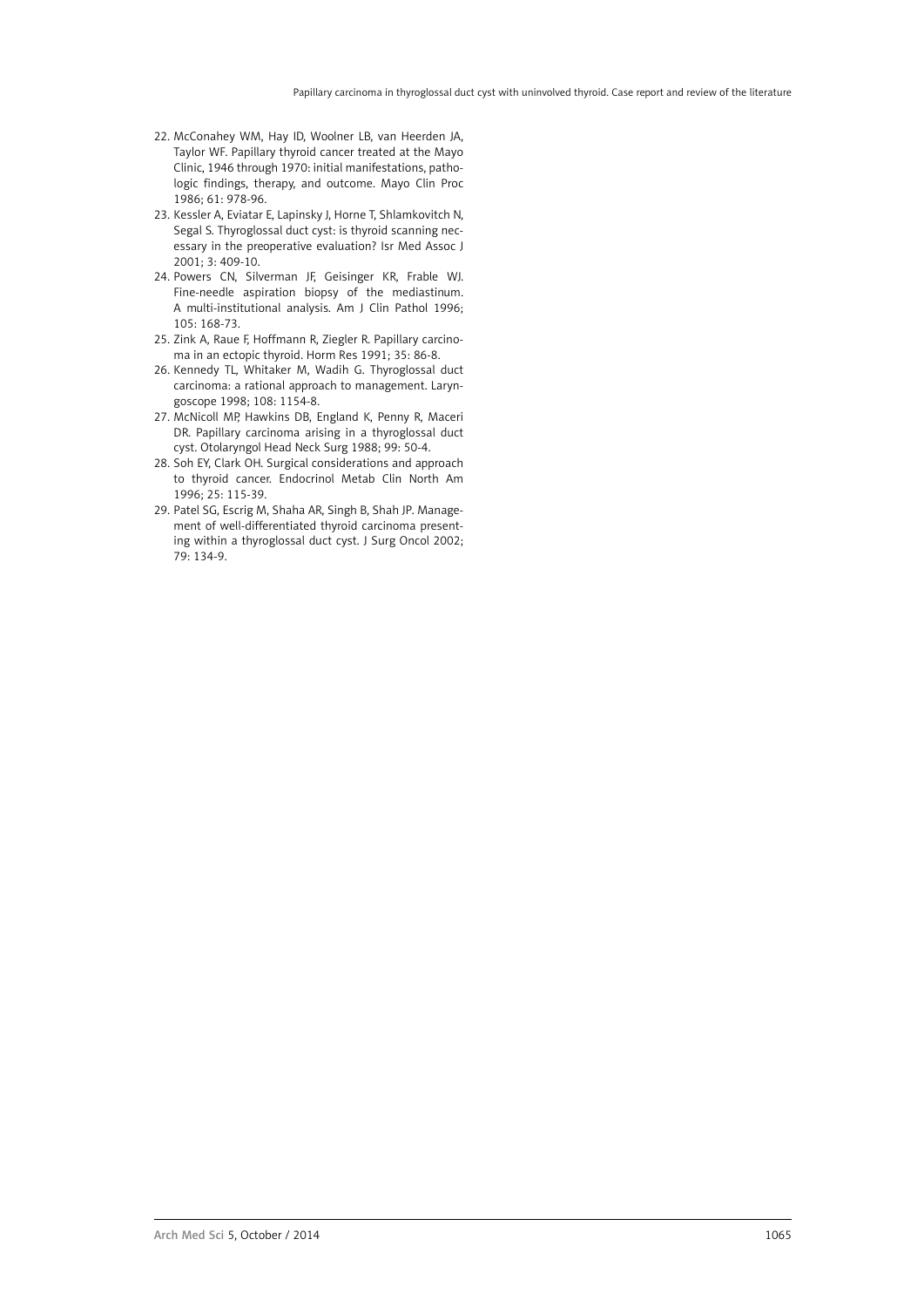22. McConahey WM, Hay ID, Woolner LB, van Heerden JA, Taylor WF. Papillary thyroid cancer treated at the Mayo Clinic, 1946 through 1970: initial manifestations, pathologic findings, therapy, and outcome. Mayo Clin Proc 1986; 61: 978-96.
23. Kessler A, Eviatar E, Lapinsky J, Horne T, Shlamkovitch N, Segal S. Thyroglossal duct cyst: is thyroid scanning necessary in the preoperative evaluation? Isr Med Assoc J 2001; 3: 409-10.
24. Powers CN, Silverman JF, Geisinger KR, Frable WJ. Fine-needle aspiration biopsy of the mediastinum. A multi-institutional analysis. Am J Clin Pathol 1996; 105: 168-73.
25. Zink A, Raue F, Hoffmann R, Ziegler R. Papillary carcinoma in an ectopic thyroid. Horm Res 1991; 35: 86-8.
26. Kennedy TL, Whitaker M, Wadih G. Thyroglossal duct carcinoma: a rational approach to management. Laryngoscope 1998; 108: 1154-8.
27. McNicoll MP, Hawkins DB, England K, Penny R, Maceri DR. Papillary carcinoma arising in a thyroglossal duct cyst. Otolaryngol Head Neck Surg 1988; 99: 50-4.
28. Soh EY, Clark OH. Surgical considerations and approach to thyroid cancer. Endocrinol Metab Clin North Am 1996; 25: 115-39.
29. Patel SG, Escrig M, Shaha AR, Singh B, Shah JP. Management of well-differentiated thyroid carcinoma presenting within a thyroglossal duct cyst. J Surg Oncol 2002; 79: 134-9.